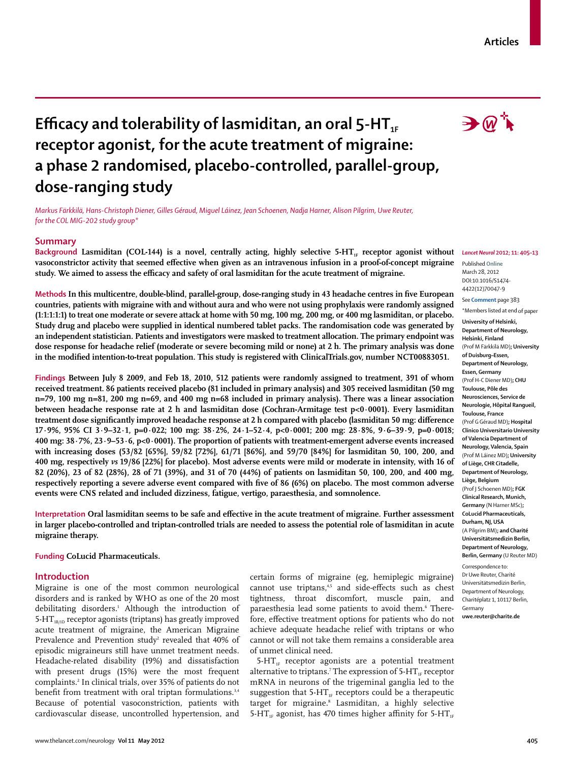Articles

# Efficacy and tolerability of lasmiditan, an oral 5-$HT_{1F}$ receptor agonist, for the acute treatment of migraine: a phase 2 randomised, placebo-controlled, parallel-group, dose-ranging study

*Markus Färkkilä, Hans-Christoph Diener, Gilles Géraud, Miguel Láinez, Jean Schoenen, Nadja Harner, Alison Pilgrim, Uwe Reuter, for the COL MIG-202 study group\**

## Summary

**Background** Lasmiditan (COL-144) is a novel, centrally acting, highly selective 5-$HT_{1F}$ receptor agonist without vasoconstrictor activity that seemed effective when given as an intravenous infusion in a proof-of-concept migraine study. We aimed to assess the efficacy and safety of oral lasmiditan for the acute treatment of migraine.

**Methods** In this multicentre, double-blind, parallel-group, dose-ranging study in 43 headache centres in five European countries, patients with migraine with and without aura and who were not using prophylaxis were randomly assigned (1:1:1:1:1) to treat one moderate or severe attack at home with 50 mg, 100 mg, 200 mg, or 400 mg lasmiditan, or placebo. Study drug and placebo were supplied in identical numbered tablet packs. The randomisation code was generated by an independent statistician. Patients and investigators were masked to treatment allocation. The primary endpoint was dose response for headache relief (moderate or severe becoming mild or none) at 2 h. The primary analysis was done in the modified intention-to-treat population. This study is registered with ClinicalTrials.gov, number NCT00883051.

**Findings** Between July 8 2009, and Feb 18, 2010, 512 patients were randomly assigned to treatment, 391 of whom received treatment. 86 patients received placebo (81 included in primary analysis) and 305 received lasmiditan (50 mg n=79, 100 mg n=81, 200 mg n=69, and 400 mg n=68 included in primary analysis). There was a linear association between headache response rate at 2 h and lasmiditan dose (Cochran-Armitage test p<0·0001). Every lasmiditan treatment dose significantly improved headache response at 2 h compared with placebo (lasmiditan 50 mg: difference 17·9%, 95% CI 3·9–32·1, p=0·022; 100 mg: 38·2%, 24·1–52·4, p<0·0001; 200 mg: 28·8%, 9·6–39·9, p=0·0018; 400 mg: 38·7%, 23·9–53·6, p<0·0001). The proportion of patients with treatment-emergent adverse events increased with increasing doses (53/82 [65%], 59/82 [72%], 61/71 [86%], and 59/70 [84%] for lasmiditan 50, 100, 200, and 400 mg, respectively *vs* 19/86 [22%] for placebo). Most adverse events were mild or moderate in intensity, with 16 of 82 (20%), 23 of 82 (28%), 28 of 71 (39%), and 31 of 70 (44%) of patients on lasmiditan 50, 100, 200, and 400 mg, respectively reporting a severe adverse event compared with five of 86 (6%) on placebo. The most common adverse events were CNS related and included dizziness, fatigue, vertigo, paraesthesia, and somnolence.

**Interpretation** Oral lasmiditan seems to be safe and effective in the acute treatment of migraine. Further assessment in larger placebo-controlled and triptan-controlled trials are needed to assess the potential role of lasmiditan in acute migraine therapy.

**Funding** CoLucid Pharmaceuticals.

*Lancet Neurol* 2012; 11: 405–13

Published **Online** March 28, 2012 DOI:10.1016/S1474-4422(12)70047-9

See **Comment** page 383

\*Members listed at end of paper

**University of Helsinki, Department of Neurology, Helsinki, Finland** (Prof M Färkkilä MD); **University of Duisburg-Essen, Department of Neurology, Essen, Germany** (Prof H-C Diener MD); **CHU Toulouse, Pôle des Neurosciences, Service de Neurologie, Hôpital Rangueil, Toulouse, France** (Prof G Géraud MD); **Hospital Clínico Universitario University of Valencia Department of Neurology, Valencia, Spain** (Prof M Láinez MD); **University of Liège, CHR Citadelle, Department of Neurology, Liège, Belgium** (Prof J Schoenen MD); **FGK Clinical Research, Munich, Germany** (N Harner MSc); **CoLucid Pharmaceuticals, Durham, NJ, USA** (A Pilgrim BM); **and Charité Universitätsmedizin Berlin, Department of Neurology, Berlin, Germany** (U Reuter MD)

Correspondence to: Dr Uwe Reuter, Charité Universitätsmedizin Berlin, Department of Neurology, Charitéplatz 1, 10117 Berlin, Germany **uwe.reuter@charite.de**

## Introduction

Migraine is one of the most common neurological disorders and is ranked by WHO as one of the 20 most debilitating disorders.[1] Although the introduction of 5-$HT_{1B/1D}$ receptor agonists (triptans) has greatly improved acute treatment of migraine, the American Migraine Prevalence and Prevention study[2] revealed that 40% of episodic migraineurs still have unmet treatment needs. Headache-related disability (19%) and dissatisfaction with present drugs (15%) were the most frequent complaints.[2] In clinical trials, over 35% of patients do not benefit from treatment with oral triptan formulations.[3,4] Because of potential vasoconstriction, patients with cardiovascular disease, uncontrolled hypertension, and certain forms of migraine (eg, hemiplegic migraine) cannot use triptans,[4,5] and side-effects such as chest tightness, throat discomfort, muscle pain, and paraesthesia lead some patients to avoid them.[6] Therefore, effective treatment options for patients who do not achieve adequate headache relief with triptans or who cannot or will not take them remains a considerable area of unmet clinical need.

5-$HT_{1F}$ receptor agonists are a potential treatment alternative to triptans.[7] The expression of 5-$HT_{1F}$ receptor mRNA in neurons of the trigeminal ganglia led to the suggestion that 5-$HT_{1F}$ receptors could be a therapeutic target for migraine.[8] Lasmiditan, a highly selective 5-$HT_{1F}$ agonist, has 470 times higher affinity for 5-$HT_{1F}$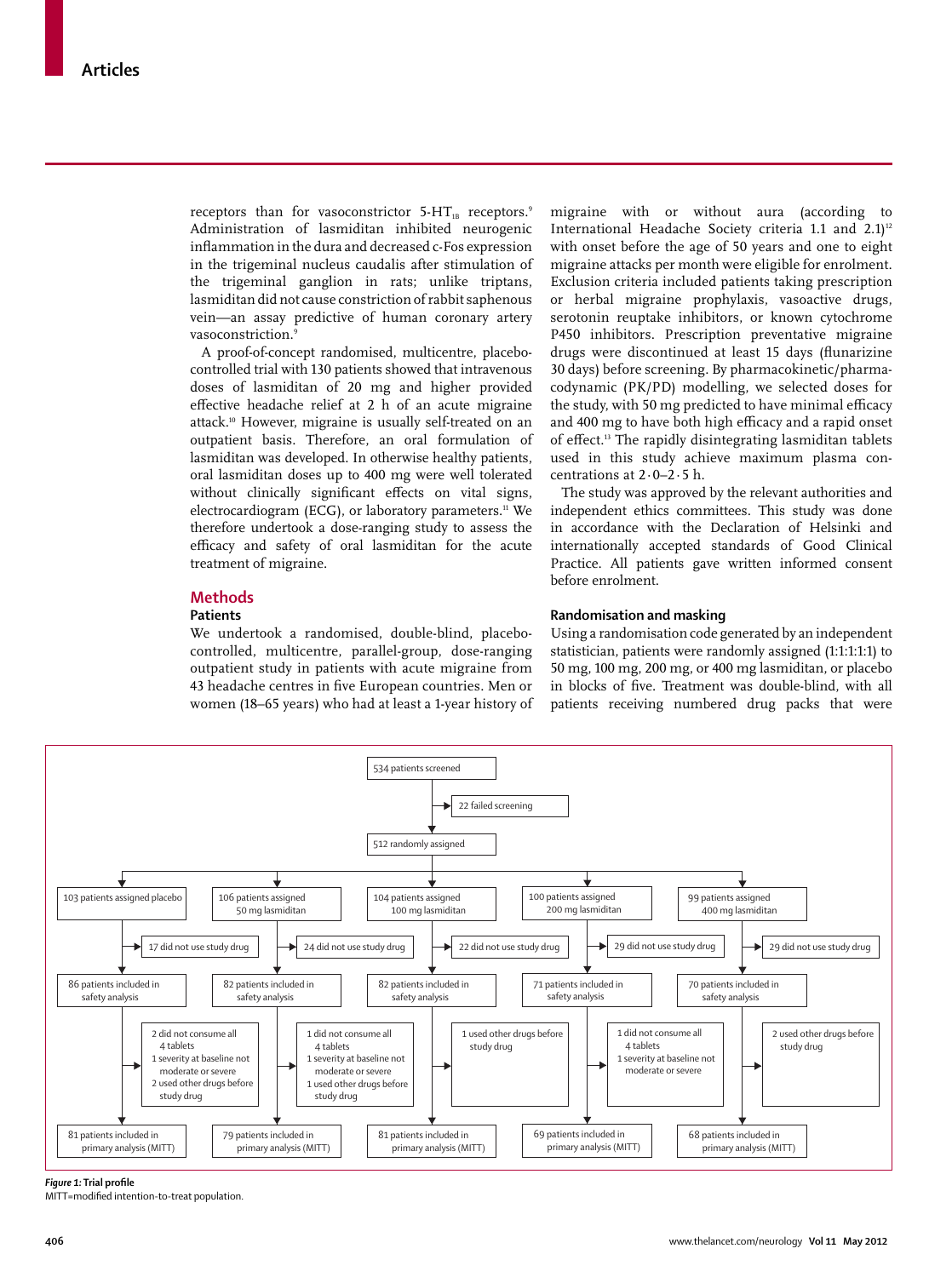receptors than for vasoconstrictor 5-$HT_{1B}$ receptors.[9] Administration of lasmiditan inhibited neurogenic inflammation in the dura and decreased c-Fos expression in the trigeminal nucleus caudalis after stimulation of the trigeminal ganglion in rats; unlike triptans, lasmiditan did not cause constriction of rabbit saphenous vein—an assay predictive of human coronary artery vasoconstriction.[9]

A proof-of-concept randomised, multicentre, placebo-controlled trial with 130 patients showed that intravenous doses of lasmiditan of 20 mg and higher provided effective headache relief at 2 h of an acute migraine attack.[10] However, migraine is usually self-treated on an outpatient basis. Therefore, an oral formulation of lasmiditan was developed. In otherwise healthy patients, oral lasmiditan doses up to 400 mg were well tolerated without clinically significant effects on vital signs, electrocardiogram (ECG), or laboratory parameters.[11] We therefore undertook a dose-ranging study to assess the efficacy and safety of oral lasmiditan for the acute treatment of migraine.

## Methods

### Patients

We undertook a randomised, double-blind, placebo-controlled, multicentre, parallel-group, dose-ranging outpatient study in patients with acute migraine from 43 headache centres in five European countries. Men or women (18–65 years) who had at least a 1-year history of migraine with or without aura (according to International Headache Society criteria 1.1 and 2.1)[12] with onset before the age of 50 years and one to eight migraine attacks per month were eligible for enrolment. Exclusion criteria included patients taking prescription or herbal migraine prophylaxis, vasoactive drugs, serotonin reuptake inhibitors, or known cytochrome P450 inhibitors. Prescription preventative migraine drugs were discontinued at least 15 days (flunarizine 30 days) before screening. By pharmacokinetic/pharmacodynamic (PK/PD) modelling, we selected doses for the study, with 50 mg predicted to have minimal efficacy and 400 mg to have both high efficacy and a rapid onset of effect.[13] The rapidly disintegrating lasmiditan tablets used in this study achieve maximum plasma concentrations at 2·0–2·5 h.

The study was approved by the relevant authorities and independent ethics committees. This study was done in accordance with the Declaration of Helsinki and internationally accepted standards of Good Clinical Practice. All patients gave written informed consent before enrolment.

### Randomisation and masking

Using a randomisation code generated by an independent statistician, patients were randomly assigned (1:1:1:1:1) to 50 mg, 100 mg, 200 mg, or 400 mg lasmiditan, or placebo in blocks of five. Treatment was double-blind, with all patients receiving numbered drug packs that were

534 patients screened → 22 failed screening → 512 randomly assigned

| Placebo | 50 mg lasmiditan | 100 mg lasmiditan | 200 mg lasmiditan | 400 mg lasmiditan |
|---|---|---|---|---|
| 103 patients assigned placebo | 106 patients assigned 50 mg lasmiditan | 104 patients assigned 100 mg lasmiditan | 100 patients assigned 200 mg lasmiditan | 99 patients assigned 400 mg lasmiditan |
| 17 did not use study drug | 24 did not use study drug | 22 did not use study drug | 29 did not use study drug | 29 did not use study drug |
| 86 patients included in safety analysis | 82 patients included in safety analysis | 82 patients included in safety analysis | 71 patients included in safety analysis | 70 patients included in safety analysis |
| 2 did not consume all 4 tablets; 1 severity at baseline not moderate or severe; 2 used other drugs before study drug | 1 did not consume all 4 tablets; 1 severity at baseline not moderate or severe; 1 used other drugs before study drug | 1 used other drugs before study drug | 1 did not consume all 4 tablets; 1 severity at baseline not moderate or severe | 2 used other drugs before study drug |
| 81 patients included in primary analysis (MITT) | 79 patients included in primary analysis (MITT) | 81 patients included in primary analysis (MITT) | 69 patients included in primary analysis (MITT) | 68 patients included in primary analysis (MITT) |

*Figure 1:* **Trial profile**
MITT=modified intention-to-treat population.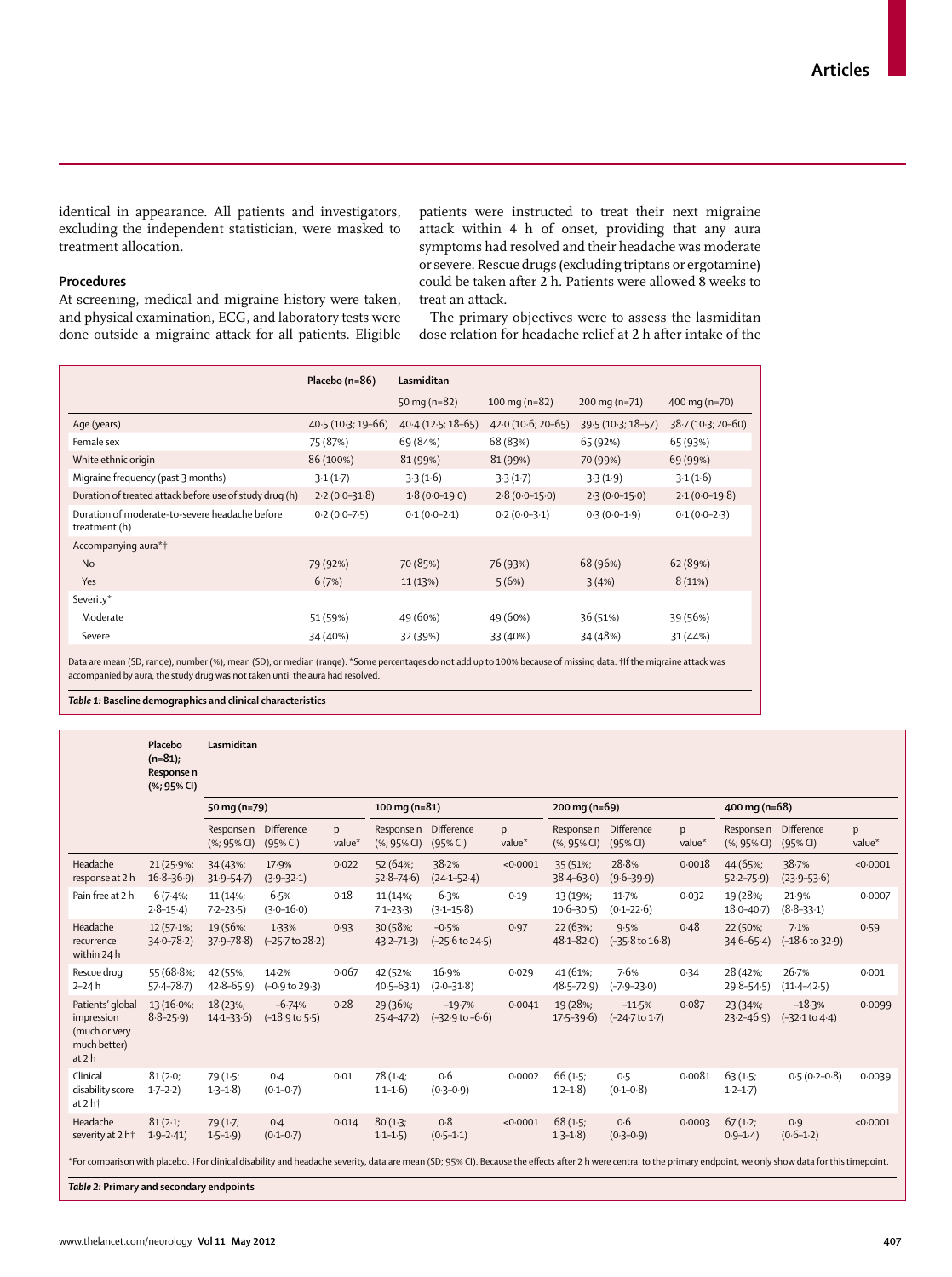identical in appearance. All patients and investigators, excluding the independent statistician, were masked to treatment allocation.

### Procedures

At screening, medical and migraine history were taken, and physical examination, ECG, and laboratory tests were done outside a migraine attack for all patients. Eligible patients were instructed to treat their next migraine attack within 4 h of onset, providing that any aura symptoms had resolved and their headache was moderate or severe. Rescue drugs (excluding triptans or ergotamine) could be taken after 2 h. Patients were allowed 8 weeks to treat an attack.

The primary objectives were to assess the lasmiditan dose relation for headache relief at 2 h after intake of the

| | Placebo (n=86) | Lasmiditan | | | |
|---|---|---|---|---|---|
| | | 50 mg (n=82) | 100 mg (n=82) | 200 mg (n=71) | 400 mg (n=70) |
| Age (years) | 40·5 (10·3; 19–66) | 40·4 (12·5; 18–65) | 42·0 (10·6; 20–65) | 39·5 (10·3; 18–57) | 38·7 (10·3; 20–60) |
| Female sex | 75 (87%) | 69 (84%) | 68 (83%) | 65 (92%) | 65 (93%) |
| White ethnic origin | 86 (100%) | 81 (99%) | 81 (99%) | 70 (99%) | 69 (99%) |
| Migraine frequency (past 3 months) | 3·1 (1·7) | 3·3 (1·6) | 3·3 (1·7) | 3·3 (1·9) | 3·1 (1·6) |
| Duration of treated attack before use of study drug (h) | 2·2 (0·0–31·8) | 1·8 (0·0–19·0) | 2·8 (0·0–15·0) | 2·3 (0·0–15·0) | 2·1 (0·0–19·8) |
| Duration of moderate-to-severe headache before treatment (h) | 0·2 (0·0–7·5) | 0·1 (0·0–2·1) | 0·2 (0·0–3·1) | 0·3 (0·0–1·9) | 0·1 (0·0–2·3) |
| Accompanying aura*† | | | | | |
| No | 79 (92%) | 70 (85%) | 76 (93%) | 68 (96%) | 62 (89%) |
| Yes | 6 (7%) | 11 (13%) | 5 (6%) | 3 (4%) | 8 (11%) |
| Severity* | | | | | |
| Moderate | 51 (59%) | 49 (60%) | 49 (60%) | 36 (51%) | 39 (56%) |
| Severe | 34 (40%) | 32 (39%) | 33 (40%) | 34 (48%) | 31 (44%) |

Data are mean (SD; range), number (%), mean (SD), or median (range). *Some percentages do not add up to 100% because of missing data. †If the migraine attack was accompanied by aura, the study drug was not taken until the aura had resolved.

*Table 1:* **Baseline demographics and clinical characteristics**

| | Placebo (n=81); Response n (%; 95% CI) | Lasmiditan | | | | | | | | | | | |
|---|---|---|---|---|---|---|---|---|---|---|---|---|---|
| | | 50 mg (n=79) | | | 100 mg (n=81) | | | 200 mg (n=69) | | | 400 mg (n=68) | | |
| | | Response n (%; 95% CI) | Difference (95% CI) | p value* | Response n (%; 95% CI) | Difference (95% CI) | p value* | Response n (%; 95% CI) | Difference (95% CI) | p value* | Response n (%; 95% CI) | Difference (95% CI) | p value* |
| Headache response at 2 h | 21 (25·9%; 16·8–36·9) | 34 (43%; 31·9–54·7) | 17·9% (3·9–32·1) | 0·022 | 52 (64%; 52·8–74·6) | 38·2% (24·1–52·4) | <0·0001 | 35 (51%; 38·4–63·0) | 28·8% (9·6–39·9) | 0·0018 | 44 (65%; 52·2–75·9) | 38·7% (23·9–53·6) | <0·0001 |
| Pain free at 2 h | 6 (7·4%; 2·8–15·4) | 11 (14%; 7·2–23·5) | 6·5% (3·0–16·0) | 0·18 | 11 (14%; 7·1–23·3) | 6·3% (3·1–15·8) | 0·19 | 13 (19%; 10·6–30·5) | 11·7% (0·1–22·6) | 0·032 | 19 (28%; 18·0–40·7) | 21·9% (8·8–33·1) | 0·0007 |
| Headache recurrence within 24 h | 12 (57·1%; 34·0–78·2) | 19 (56%; 37·9–78·8) | 1·33% (−25·7 to 28·2) | 0·93 | 30 (58%; 43·2–71·3) | −0·5% (−25·6 to 24·5) | 0·97 | 22 (63%; 48·1–82·0) | 9·5% (−35·8 to 16·8) | 0·48 | 22 (50%; 34·6–65·4) | 7·1% (−18·6 to 32·9) | 0·59 |
| Rescue drug 2–24 h | 55 (68·8%; 57·4–78·7) | 42 (55%; 42·8–65·9) | 14·2% (−0·9 to 29·3) | 0·067 | 42 (52%; 40·5–63·1) | 16·9% (2·0–31·8) | 0·029 | 41 (61%; 48·5–72·9) | 7·6% (−7·9–23·0) | 0·34 | 28 (42%; 29·8–54·5) | 26·7% (11·4–42·5) | 0·001 |
| Patients' global impression (much or very much better) at 2 h | 13 (16·0%; 8·8–25·9) | 18 (23%; 14·1–33·6) | −6·74% (−18·9 to 5·5) | 0·28 | 29 (36%; 25·4–47·2) | −19·7% (−32·9 to −6·6) | 0·0041 | 19 (28%; 17·5–39·6) | −11·5% (−24·7 to 1·7) | 0·087 | 23 (34%; 23·2–46·9) | −18·3% (−32·1 to 4·4) | 0·0099 |
| Clinical disability score at 2 h† | 81 (2·0; 1·7–2·2) | 79 (1·5; 1·3–1·8) | 0·4 (0·1–0·7) | 0·01 | 78 (1·4; 1·1–1·6) | 0·6 (0·3–0·9) | 0·0002 | 66 (1·5; 1·2–1·8) | 0·5 (0·1–0·8) | 0·0081 | 63 (1·5; 1·2–1·7) | 0·5 (0·2–0·8) | 0·0039 |
| Headache severity at 2 h† | 81 (2·1; 1·9–2·41) | 79 (1·7; 1·5–1·9) | 0·4 (0·1–0·7) | 0·014 | 80 (1·3; 1·1–1·5) | 0·8 (0·5–1·1) | <0·0001 | 68 (1·5; 1·3–1·8) | 0·6 (0·3–0·9) | 0·0003 | 67 (1·2; 0·9–1·4) | 0·9 (0·6–1·2) | <0·0001 |

*For comparison with placebo. †For clinical disability and headache severity, data are mean (SD; 95% CI). Because the effects after 2 h were central to the primary endpoint, we only show data for this timepoint.

*Table 2:* **Primary and secondary endpoints**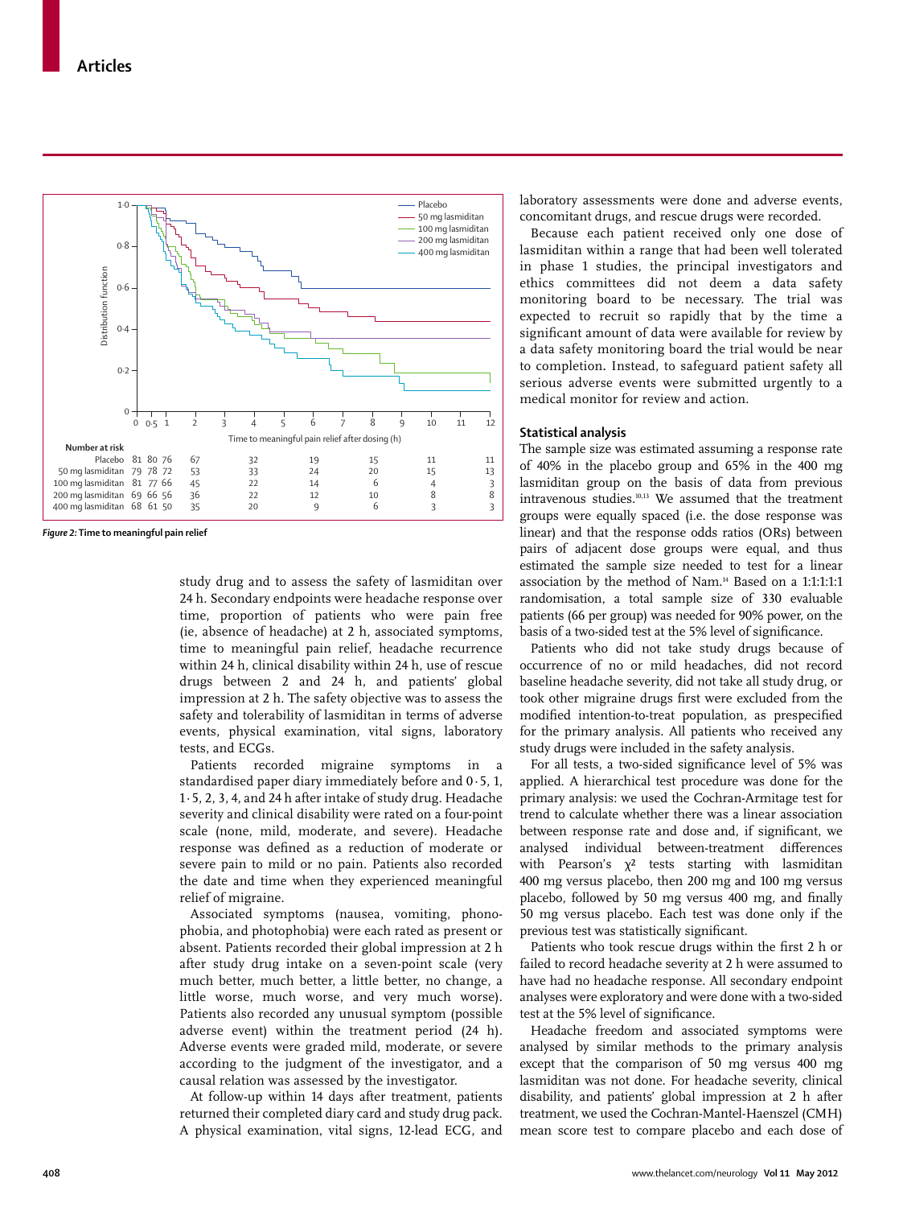| Number at risk | 0 | 0·5 | 1 | 2 | 4 | 6 | 8 | 10 | 12 |
|---|---|---|---|---|---|---|---|---|---|
| Placebo | 81 | 80 | 76 | 67 | 32 | 19 | 15 | 11 | 11 |
| 50 mg lasmiditan | 79 | 78 | 72 | 53 | 33 | 24 | 20 | 15 | 13 |
| 100 mg lasmiditan | 81 | 77 | 66 | 45 | 22 | 14 | 6 | 4 | 3 |
| 200 mg lasmiditan | 69 | 66 | 56 | 36 | 22 | 12 | 10 | 8 | 8 |
| 400 mg lasmiditan | 68 | 61 | 50 | 35 | 20 | 9 | 6 | 3 | 3 |

*Figure 2:* **Time to meaningful pain relief**

study drug and to assess the safety of lasmiditan over 24 h. Secondary endpoints were headache response over time, proportion of patients who were pain free (ie, absence of headache) at 2 h, associated symptoms, time to meaningful pain relief, headache recurrence within 24 h, clinical disability within 24 h, use of rescue drugs between 2 and 24 h, and patients' global impression at 2 h. The safety objective was to assess the safety and tolerability of lasmiditan in terms of adverse events, physical examination, vital signs, laboratory tests, and ECGs.

Patients recorded migraine symptoms in a standardised paper diary immediately before and 0·5, 1, 1·5, 2, 3, 4, and 24 h after intake of study drug. Headache severity and clinical disability were rated on a four-point scale (none, mild, moderate, and severe). Headache response was defined as a reduction of moderate or severe pain to mild or no pain. Patients also recorded the date and time when they experienced meaningful relief of migraine.

Associated symptoms (nausea, vomiting, phonophobia, and photophobia) were each rated as present or absent. Patients recorded their global impression at 2 h after study drug intake on a seven-point scale (very much better, much better, a little better, no change, a little worse, much worse, and very much worse). Patients also recorded any unusual symptom (possible adverse event) within the treatment period (24 h). Adverse events were graded mild, moderate, or severe according to the judgment of the investigator, and a causal relation was assessed by the investigator.

At follow-up within 14 days after treatment, patients returned their completed diary card and study drug pack. A physical examination, vital signs, 12-lead ECG, and laboratory assessments were done and adverse events, concomitant drugs, and rescue drugs were recorded.

Because each patient received only one dose of lasmiditan within a range that had been well tolerated in phase 1 studies, the principal investigators and ethics committees did not deem a data safety monitoring board to be necessary. The trial was expected to recruit so rapidly that by the time a significant amount of data were available for review by a data safety monitoring board the trial would be near to completion. Instead, to safeguard patient safety all serious adverse events were submitted urgently to a medical monitor for review and action.

## Statistical analysis

The sample size was estimated assuming a response rate of 40% in the placebo group and 65% in the 400 mg lasmiditan group on the basis of data from previous intravenous studies.[10,13] We assumed that the treatment groups were equally spaced (i.e. the dose response was linear) and that the response odds ratios (ORs) between pairs of adjacent dose groups were equal, and thus estimated the sample size needed to test for a linear association by the method of Nam.[14] Based on a 1:1:1:1:1 randomisation, a total sample size of 330 evaluable patients (66 per group) was needed for 90% power, on the basis of a two-sided test at the 5% level of significance.

Patients who did not take study drugs because of occurrence of no or mild headaches, did not record baseline headache severity, did not take all study drug, or took other migraine drugs first were excluded from the modified intention-to-treat population, as prespecified for the primary analysis. All patients who received any study drugs were included in the safety analysis.

For all tests, a two-sided significance level of 5% was applied. A hierarchical test procedure was done for the primary analysis: we used the Cochran-Armitage test for trend to calculate whether there was a linear association between response rate and dose and, if significant, we analysed individual between-treatment differences with Pearson's $\chi^2$ tests starting with lasmiditan 400 mg versus placebo, then 200 mg and 100 mg versus placebo, followed by 50 mg versus 400 mg, and finally 50 mg versus placebo. Each test was done only if the previous test was statistically significant.

Patients who took rescue drugs within the first 2 h or failed to record headache severity at 2 h were assumed to have had no headache response. All secondary endpoint analyses were exploratory and were done with a two-sided test at the 5% level of significance.

Headache freedom and associated symptoms were analysed by similar methods to the primary analysis except that the comparison of 50 mg versus 400 mg lasmiditan was not done. For headache severity, clinical disability, and patients' global impression at 2 h after treatment, we used the Cochran-Mantel-Haenszel (CMH) mean score test to compare placebo and each dose of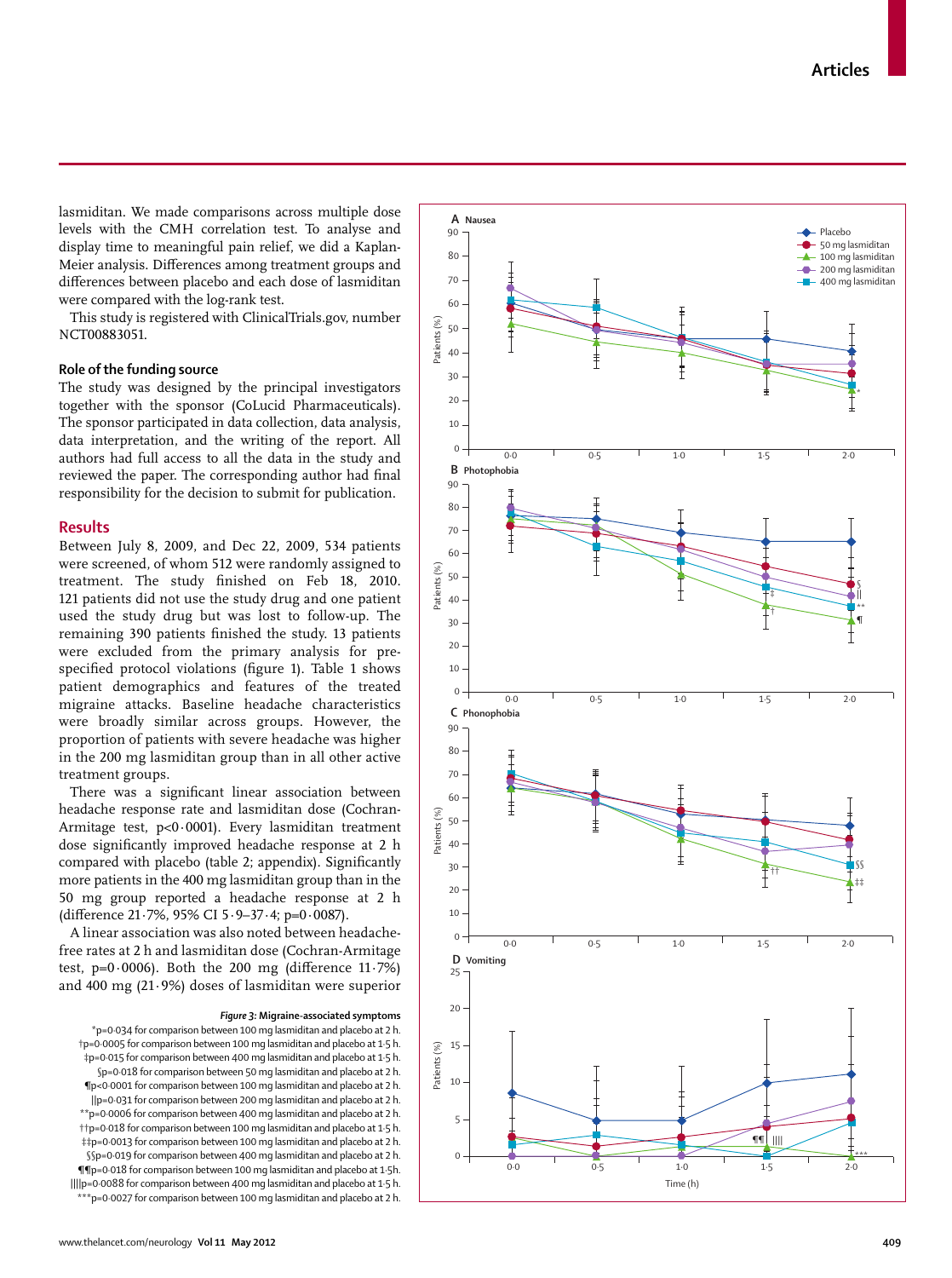lasmiditan. We made comparisons across multiple dose levels with the CMH correlation test. To analyse and display time to meaningful pain relief, we did a Kaplan-Meier analysis. Differences among treatment groups and differences between placebo and each dose of lasmiditan were compared with the log-rank test.

This study is registered with ClinicalTrials.gov, number NCT00883051.

### Role of the funding source

The study was designed by the principal investigators together with the sponsor (CoLucid Pharmaceuticals). The sponsor participated in data collection, data analysis, data interpretation, and the writing of the report. All authors had full access to all the data in the study and reviewed the paper. The corresponding author had final responsibility for the decision to submit for publication.

## Results

Between July 8, 2009, and Dec 22, 2009, 534 patients were screened, of whom 512 were randomly assigned to treatment. The study finished on Feb 18, 2010. 121 patients did not use the study drug and one patient used the study drug but was lost to follow-up. The remaining 390 patients finished the study. 13 patients were excluded from the primary analysis for pre-specified protocol violations (figure 1). Table 1 shows patient demographics and features of the treated migraine attacks. Baseline headache characteristics were broadly similar across groups. However, the proportion of patients with severe headache was higher in the 200 mg lasmiditan group than in all other active treatment groups.

There was a significant linear association between headache response rate and lasmiditan dose (Cochran-Armitage test, $p<0·0001$). Every lasmiditan treatment dose significantly improved headache response at 2 h compared with placebo (table 2; appendix). Significantly more patients in the 400 mg lasmiditan group than in the 50 mg group reported a headache response at 2 h (difference 21·7%, 95% CI 5·9–37·4; $p=0·0087$).

A linear association was also noted between headache-free rates at 2 h and lasmiditan dose (Cochran-Armitage test, $p=0·0006$). Both the 200 mg (difference 11·7%) and 400 mg (21·9%) doses of lasmiditan were superior

*Figure 3:* **Migraine-associated symptoms**

*p=0·034 for comparison between 100 mg lasmiditan and placebo at 2 h.
†p=0·0005 for comparison between 100 mg lasmiditan and placebo at 1·5 h.
‡p=0·015 for comparison between 400 mg lasmiditan and placebo at 1·5 h.
§p=0·018 for comparison between 50 mg lasmiditan and placebo at 2 h.
¶p<0·0001 for comparison between 100 mg lasmiditan and placebo at 2 h.
||p=0·031 for comparison between 200 mg lasmiditan and placebo at 2 h.
**p=0·0006 for comparison between 400 mg lasmiditan and placebo at 2 h.
††p=0·018 for comparison between 100 mg lasmiditan and placebo at 1·5 h.
‡‡p=0·0013 for comparison between 100 mg lasmiditan and placebo at 2 h.
§§p=0·019 for comparison between 400 mg lasmiditan and placebo at 2 h.
¶¶p=0·018 for comparison between 100 mg lasmiditan and placebo at 1·5h.
||||p=0·0088 for comparison between 400 mg lasmiditan and placebo at 1·5 h.
***p=0·0027 for comparison between 100 mg lasmiditan and placebo at 2 h.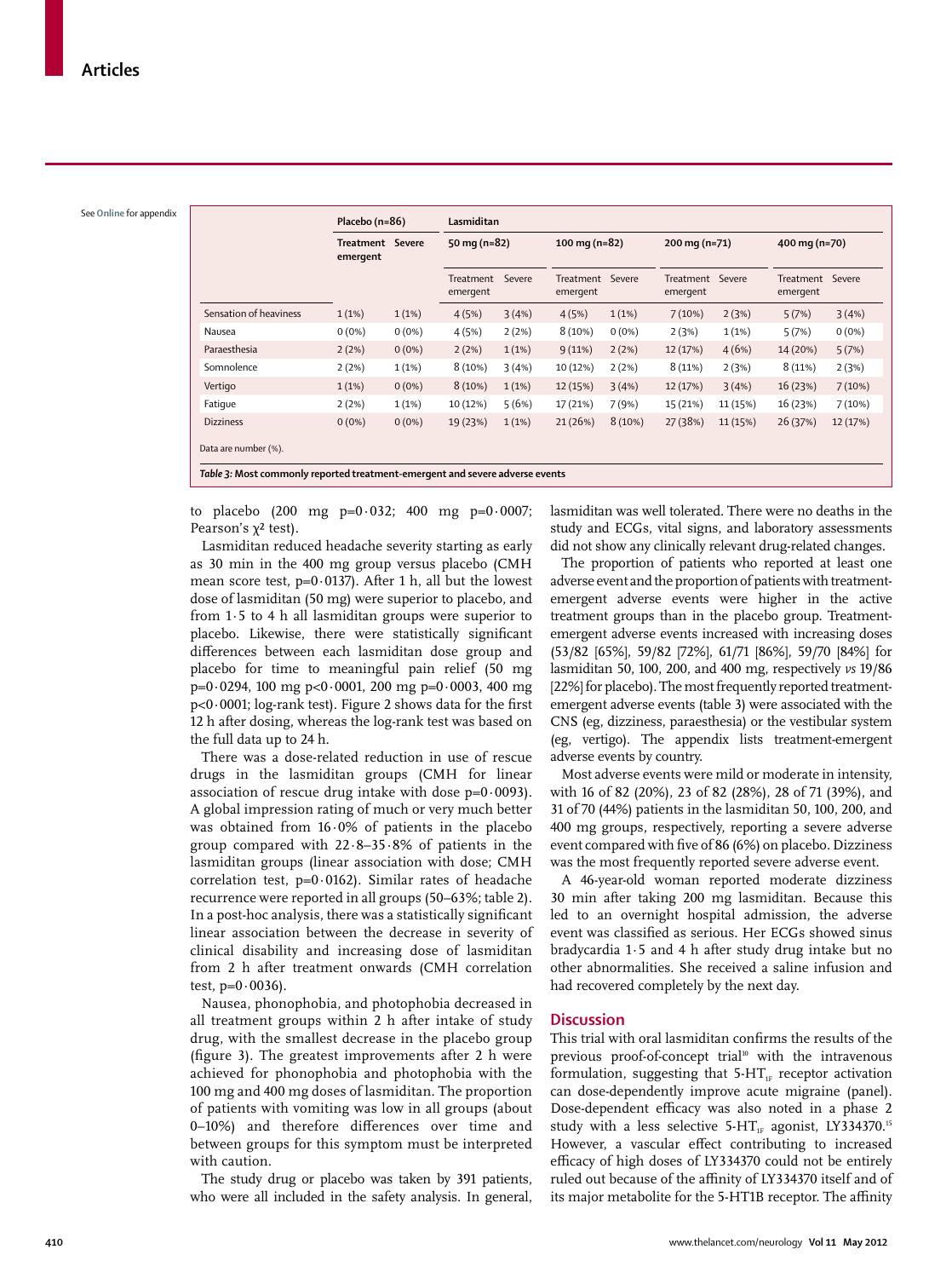See Online for appendix

| | Placebo (n=86) | | Lasmiditan | | | | | | | |
|---|---|---|---|---|---|---|---|---|---|---|
| | | | 50 mg (n=82) | | 100 mg (n=82) | | 200 mg (n=71) | | 400 mg (n=70) | |
| | Treatment emergent | Severe | Treatment emergent | Severe | Treatment emergent | Severe | Treatment emergent | Severe | Treatment emergent | Severe |
| Sensation of heaviness | 1 (1%) | 1 (1%) | 4 (5%) | 3 (4%) | 4 (5%) | 1 (1%) | 7 (10%) | 2 (3%) | 5 (7%) | 3 (4%) |
| Nausea | 0 (0%) | 0 (0%) | 4 (5%) | 2 (2%) | 8 (10%) | 0 (0%) | 2 (3%) | 1 (1%) | 5 (7%) | 0 (0%) |
| Paraesthesia | 2 (2%) | 0 (0%) | 2 (2%) | 1 (1%) | 9 (11%) | 2 (2%) | 12 (17%) | 4 (6%) | 14 (20%) | 5 (7%) |
| Somnolence | 2 (2%) | 1 (1%) | 8 (10%) | 3 (4%) | 10 (12%) | 2 (2%) | 8 (11%) | 2 (3%) | 8 (11%) | 2 (3%) |
| Vertigo | 1 (1%) | 0 (0%) | 8 (10%) | 1 (1%) | 12 (15%) | 3 (4%) | 12 (17%) | 3 (4%) | 16 (23%) | 7 (10%) |
| Fatigue | 2 (2%) | 1 (1%) | 10 (12%) | 5 (6%) | 17 (21%) | 7 (9%) | 15 (21%) | 11 (15%) | 16 (23%) | 7 (10%) |
| Dizziness | 0 (0%) | 0 (0%) | 19 (23%) | 1 (1%) | 21 (26%) | 8 (10%) | 27 (38%) | 11 (15%) | 26 (37%) | 12 (17%) |

Data are number (%).

*Table 3:* **Most commonly reported treatment-emergent and severe adverse events**

to placebo (200 mg p=0·032; 400 mg p=0·0007; Pearson's $\chi^2$ test).

Lasmiditan reduced headache severity starting as early as 30 min in the 400 mg group versus placebo (CMH mean score test, p=0·0137). After 1 h, all but the lowest dose of lasmiditan (50 mg) were superior to placebo, and from 1·5 to 4 h all lasmiditan groups were superior to placebo. Likewise, there were statistically significant differences between each lasmiditan dose group and placebo for time to meaningful pain relief (50 mg p=0·0294, 100 mg p<0·0001, 200 mg p=0·0003, 400 mg p<0·0001; log-rank test). Figure 2 shows data for the first 12 h after dosing, whereas the log-rank test was based on the full data up to 24 h.

There was a dose-related reduction in use of rescue drugs in the lasmiditan groups (CMH for linear association of rescue drug intake with dose p=0·0093). A global impression rating of much or very much better was obtained from 16·0% of patients in the placebo group compared with 22·8–35·8% of patients in the lasmiditan groups (linear association with dose; CMH correlation test, p=0·0162). Similar rates of headache recurrence were reported in all groups (50–63%; table 2). In a post-hoc analysis, there was a statistically significant linear association between the decrease in severity of clinical disability and increasing dose of lasmiditan from 2 h after treatment onwards (CMH correlation test, p=0·0036).

Nausea, phonophobia, and photophobia decreased in all treatment groups within 2 h after intake of study drug, with the smallest decrease in the placebo group (figure 3). The greatest improvements after 2 h were achieved for phonophobia and photophobia with the 100 mg and 400 mg doses of lasmiditan. The proportion of patients with vomiting was low in all groups (about 0–10%) and therefore differences over time and between groups for this symptom must be interpreted with caution.

The study drug or placebo was taken by 391 patients, who were all included in the safety analysis. In general, lasmiditan was well tolerated. There were no deaths in the study and ECGs, vital signs, and laboratory assessments did not show any clinically relevant drug-related changes.

The proportion of patients who reported at least one adverse event and the proportion of patients with treatment-emergent adverse events were higher in the active treatment groups than in the placebo group. Treatment-emergent adverse events increased with increasing doses (53/82 [65%], 59/82 [72%], 61/71 [86%], 59/70 [84%] for lasmiditan 50, 100, 200, and 400 mg, respectively *vs* 19/86 [22%] for placebo). The most frequently reported treatment-emergent adverse events (table 3) were associated with the CNS (eg, dizziness, paraesthesia) or the vestibular system (eg, vertigo). The appendix lists treatment-emergent adverse events by country.

Most adverse events were mild or moderate in intensity, with 16 of 82 (20%), 23 of 82 (28%), 28 of 71 (39%), and 31 of 70 (44%) patients in the lasmiditan 50, 100, 200, and 400 mg groups, respectively, reporting a severe adverse event compared with five of 86 (6%) on placebo. Dizziness was the most frequently reported severe adverse event.

A 46-year-old woman reported moderate dizziness 30 min after taking 200 mg lasmiditan. Because this led to an overnight hospital admission, the adverse event was classified as serious. Her ECGs showed sinus bradycardia 1·5 and 4 h after study drug intake but no other abnormalities. She received a saline infusion and had recovered completely by the next day.

## Discussion

This trial with oral lasmiditan confirms the results of the previous proof-of-concept trial[10] with the intravenous formulation, suggesting that 5-$HT_{1F}$ receptor activation can dose-dependently improve acute migraine (panel). Dose-dependent efficacy was also noted in a phase 2 study with a less selective 5-$HT_{1F}$ agonist, LY334370.[15] However, a vascular effect contributing to increased efficacy of high doses of LY334370 could not be entirely ruled out because of the affinity of LY334370 itself and of its major metabolite for the 5-HT1B receptor. The affinity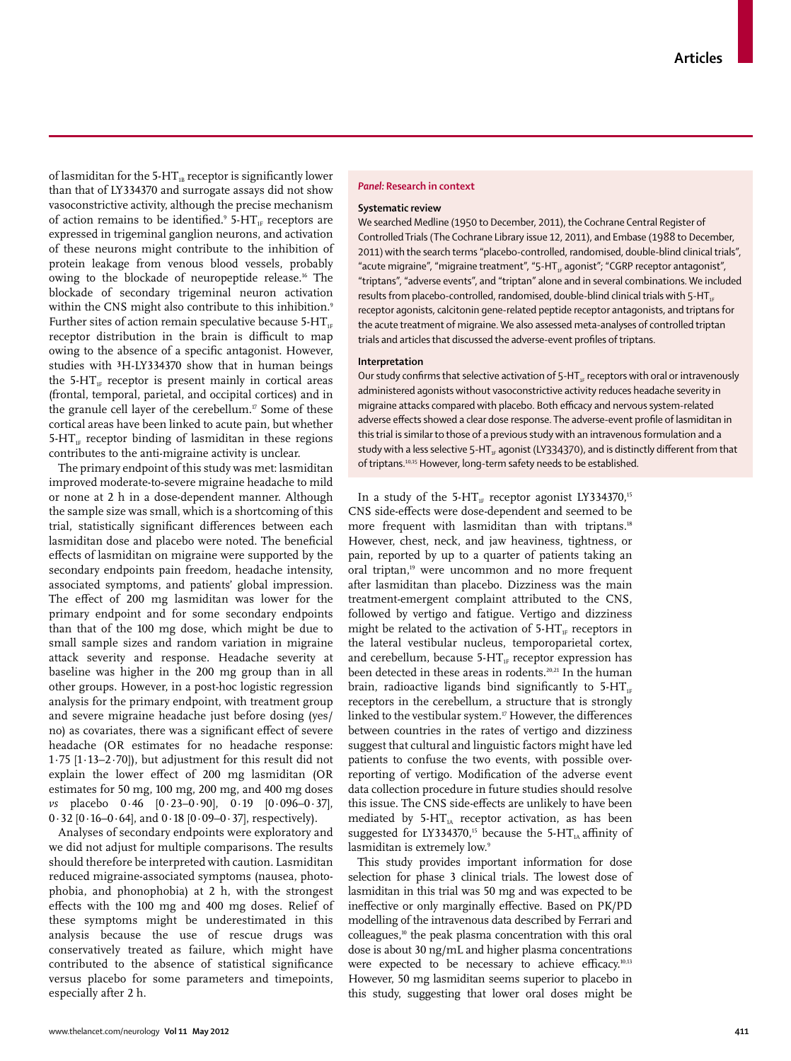of lasmiditan for the $5\text{-HT}_{1B}$ receptor is significantly lower than that of LY334370 and surrogate assays did not show vasoconstrictive activity, although the precise mechanism of action remains to be identified.[9] $5\text{-HT}_{1F}$ receptors are expressed in trigeminal ganglion neurons, and activation of these neurons might contribute to the inhibition of protein leakage from venous blood vessels, probably owing to the blockade of neuropeptide release.[16] The blockade of secondary trigeminal neuron activation within the CNS might also contribute to this inhibition.[9] Further sites of action remain speculative because $5\text{-HT}_{1F}$ receptor distribution in the brain is difficult to map owing to the absence of a specific antagonist. However, studies with $^3$H-LY334370 show that in human beings the $5\text{-HT}_{1F}$ receptor is present mainly in cortical areas (frontal, temporal, parietal, and occipital cortices) and in the granule cell layer of the cerebellum.[17] Some of these cortical areas have been linked to acute pain, but whether $5\text{-HT}_{1F}$ receptor binding of lasmiditan in these regions contributes to the anti-migraine activity is unclear.

The primary endpoint of this study was met: lasmiditan improved moderate-to-severe migraine headache to mild or none at 2 h in a dose-dependent manner. Although the sample size was small, which is a shortcoming of this trial, statistically significant differences between each lasmiditan dose and placebo were noted. The beneficial effects of lasmiditan on migraine were supported by the secondary endpoints pain freedom, headache intensity, associated symptoms, and patients' global impression. The effect of 200 mg lasmiditan was lower for the primary endpoint and for some secondary endpoints than that of the 100 mg dose, which might be due to small sample sizes and random variation in migraine attack severity and response. Headache severity at baseline was higher in the 200 mg group than in all other groups. However, in a post-hoc logistic regression analysis for the primary endpoint, with treatment group and severe migraine headache just before dosing (yes/no) as covariates, there was a significant effect of severe headache (OR estimates for no headache response: 1·75 [1·13–2·70]), but adjustment for this result did not explain the lower effect of 200 mg lasmiditan (OR estimates for 50 mg, 100 mg, 200 mg, and 400 mg doses *vs* placebo 0·46 [0·23–0·90], 0·19 [0·096–0·37], 0·32 [0·16–0·64], and 0·18 [0·09–0·37], respectively).

Analyses of secondary endpoints were exploratory and we did not adjust for multiple comparisons. The results should therefore be interpreted with caution. Lasmiditan reduced migraine-associated symptoms (nausea, photophobia, and phonophobia) at 2 h, with the strongest effects with the 100 mg and 400 mg doses. Relief of these symptoms might be underestimated in this analysis because the use of rescue drugs was conservatively treated as failure, which might have contributed to the absence of statistical significance versus placebo for some parameters and timepoints, especially after 2 h.

> ***Panel:* Research in context**
>
> **Systematic review**
>
> We searched Medline (1950 to December, 2011), the Cochrane Central Register of Controlled Trials (The Cochrane Library issue 12, 2011), and Embase (1988 to December, 2011) with the search terms "placebo-controlled, randomised, double-blind clinical trials", "acute migraine", "migraine treatment", "$5\text{-HT}_{1F}$ agonist"; "CGRP receptor antagonist", "triptans", "adverse events", and "triptan" alone and in several combinations. We included results from placebo-controlled, randomised, double-blind clinical trials with $5\text{-HT}_{1F}$ receptor agonists, calcitonin gene-related peptide receptor antagonists, and triptans for the acute treatment of migraine. We also assessed meta-analyses of controlled triptan trials and articles that discussed the adverse-event profiles of triptans.
>
> **Interpretation**
>
> Our study confirms that selective activation of $5\text{-HT}_{1F}$ receptors with oral or intravenously administered agonists without vasoconstrictive activity reduces headache severity in migraine attacks compared with placebo. Both efficacy and nervous system-related adverse effects showed a clear dose response. The adverse-event profile of lasmiditan in this trial is similar to those of a previous study with an intravenous formulation and a study with a less selective $5\text{-HT}_{1F}$ agonist (LY334370), and is distinctly different from that of triptans.[10,15] However, long-term safety needs to be established.

In a study of the $5\text{-HT}_{1F}$ receptor agonist LY334370,[15] CNS side-effects were dose-dependent and seemed to be more frequent with lasmiditan than with triptans.[18] However, chest, neck, and jaw heaviness, tightness, or pain, reported by up to a quarter of patients taking an oral triptan,[19] were uncommon and no more frequent after lasmiditan than placebo. Dizziness was the main treatment-emergent complaint attributed to the CNS, followed by vertigo and fatigue. Vertigo and dizziness might be related to the activation of $5\text{-HT}_{1F}$ receptors in the lateral vestibular nucleus, temporoparietal cortex, and cerebellum, because $5\text{-HT}_{1F}$ receptor expression has been detected in these areas in rodents.[20,21] In the human brain, radioactive ligands bind significantly to $5\text{-HT}_{1F}$ receptors in the cerebellum, a structure that is strongly linked to the vestibular system.[17] However, the differences between countries in the rates of vertigo and dizziness suggest that cultural and linguistic factors might have led patients to confuse the two events, with possible over-reporting of vertigo. Modification of the adverse event data collection procedure in future studies should resolve this issue. The CNS side-effects are unlikely to have been mediated by $5\text{-HT}_{1A}$ receptor activation, as has been suggested for LY334370,[15] because the $5\text{-HT}_{1A}$ affinity of lasmiditan is extremely low.[9]

This study provides important information for dose selection for phase 3 clinical trials. The lowest dose of lasmiditan in this trial was 50 mg and was expected to be ineffective or only marginally effective. Based on PK/PD modelling of the intravenous data described by Ferrari and colleagues,[10] the peak plasma concentration with this oral dose is about 30 ng/mL and higher plasma concentrations were expected to be necessary to achieve efficacy.[10,13] However, 50 mg lasmiditan seems superior to placebo in this study, suggesting that lower oral doses might be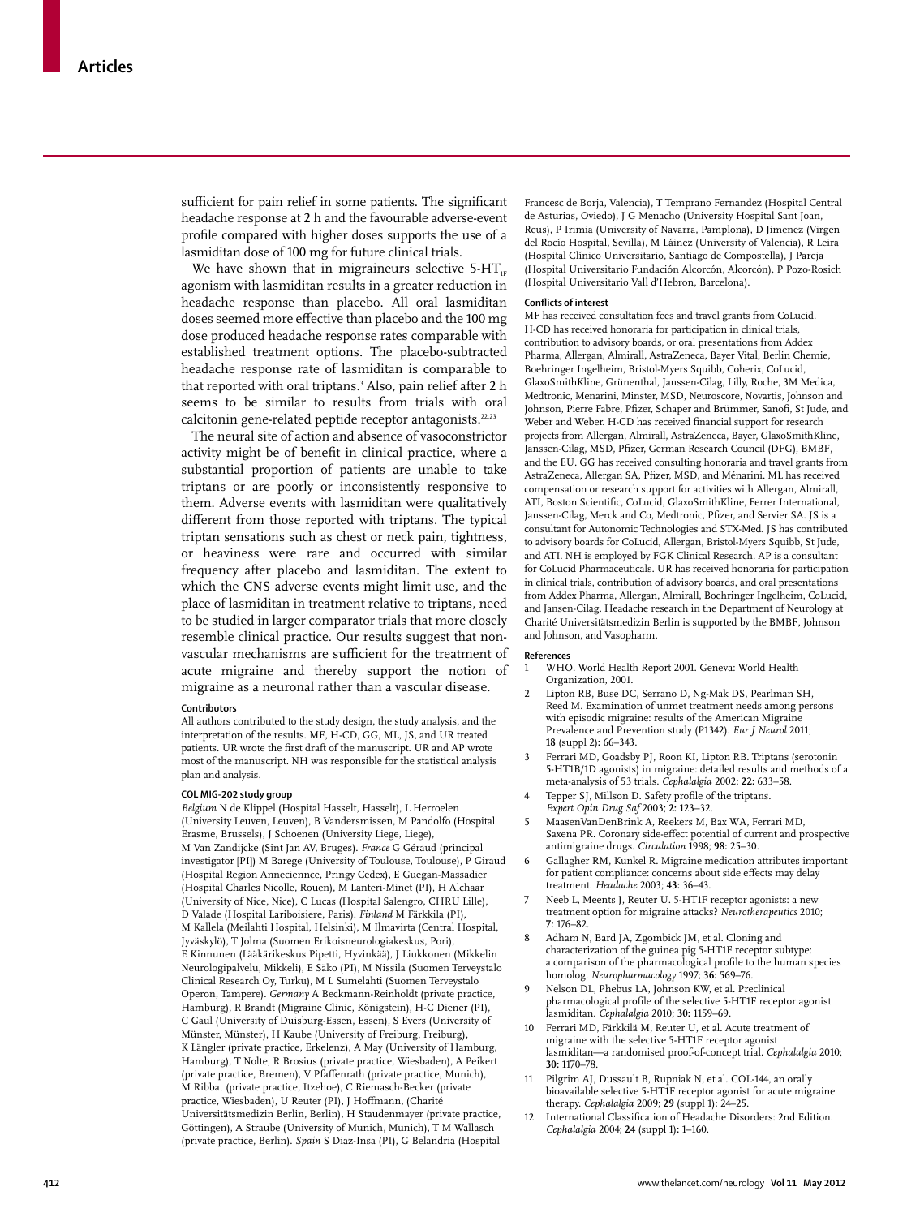sufficient for pain relief in some patients. The significant headache response at 2 h and the favourable adverse-event profile compared with higher doses supports the use of a lasmiditan dose of 100 mg for future clinical trials.

We have shown that in migraineurs selective 5-$HT_{1F}$ agonism with lasmiditan results in a greater reduction in headache response than placebo. All oral lasmiditan doses seemed more effective than placebo and the 100 mg dose produced headache response rates comparable with established treatment options. The placebo-subtracted headache response rate of lasmiditan is comparable to that reported with oral triptans.[3] Also, pain relief after 2 h seems to be similar to results from trials with oral calcitonin gene-related peptide receptor antagonists.[22,23]

The neural site of action and absence of vasoconstrictor activity might be of benefit in clinical practice, where a substantial proportion of patients are unable to take triptans or are poorly or inconsistently responsive to them. Adverse events with lasmiditan were qualitatively different from those reported with triptans. The typical triptan sensations such as chest or neck pain, tightness, or heaviness were rare and occurred with similar frequency after placebo and lasmiditan. The extent to which the CNS adverse events might limit use, and the place of lasmiditan in treatment relative to triptans, need to be studied in larger comparator trials that more closely resemble clinical practice. Our results suggest that non-vascular mechanisms are sufficient for the treatment of acute migraine and thereby support the notion of migraine as a neuronal rather than a vascular disease.

#### Contributors

All authors contributed to the study design, the study analysis, and the interpretation of the results. MF, H-CD, GG, ML, JS, and UR treated patients. UR wrote the first draft of the manuscript. UR and AP wrote most of the manuscript. NH was responsible for the statistical analysis plan and analysis.

#### COL MIG-202 study group

*Belgium* N de Klippel (Hospital Hasselt, Hasselt), L Herroelen (University Leuven, Leuven), B Vandersmissen, M Pandolfo (Hospital Erasme, Brussels), J Schoenen (University Liege, Liege), M Van Zandijcke (Sint Jan AV, Bruges). *France* G Géraud (principal investigator [PI]) M Barege (University of Toulouse, Toulouse), P Giraud (Hospital Region Anneciennce, Pringy Cedex), E Guegan-Massadier (Hospital Charles Nicolle, Rouen), M Lanteri-Minet (PI), H Alchaar (University of Nice, Nice), C Lucas (Hospital Salengro, CHRU Lille), D Valade (Hospital Lariboisiere, Paris). *Finland* M Färkkila (PI), M Kallela (Meilahti Hospital, Helsinki), M Ilmavirta (Central Hospital, Jyväskylö), T Jolma (Suomen Erikoisneurologiakeskus, Pori), E Kinnunen (Lääkärikeskus Pipetti, Hyvinkää), J Liukkonen (Mikkelin Neurologipalvelu, Mikkeli), E Säko (PI), M Nissila (Suomen Terveystalo Clinical Research Oy, Turku), M L Sumelahti (Suomen Terveystalo Operon, Tampere). *Germany* A Beckmann-Reinholdt (private practice, Hamburg), R Brandt (Migraine Clinic, Königstein), H-C Diener (PI), C Gaul (University of Duisburg-Essen, Essen), S Evers (University of Münster, Münster), H Kaube (University of Freiburg, Freiburg), K Längler (private practice, Erkelenz), A May (University of Hamburg, Hamburg), T Nolte, R Brosius (private practice, Wiesbaden), A Peikert (private practice, Bremen), V Pfaffenrath (private practice, Munich), M Ribbat (private practice, Itzehoe), C Riemasch-Becker (private practice, Wiesbaden), U Reuter (PI), J Hoffmann, (Charité Universitätsmedizin Berlin, Berlin), H Staudenmayer (private practice, Göttingen), A Straube (University of Munich, Munich), T M Wallasch (private practice, Berlin). *Spain* S Diaz-Insa (PI), G Belandria (Hospital Francesc de Borja, Valencia), T Temprano Fernandez (Hospital Central de Asturias, Oviedo), J G Menacho (University Hospital Sant Joan, Reus), P Irimia (University of Navarra, Pamplona), D Jimenez (Virgen del Rocío Hospital, Sevilla), M Láinez (University of Valencia), R Leira (Hospital Clínico Universitario, Santiago de Compostella), J Pareja (Hospital Universitario Fundación Alcorcón, Alcorcón), P Pozo-Rosich (Hospital Universitario Vall d'Hebron, Barcelona).

#### Conflicts of interest

MF has received consultation fees and travel grants from CoLucid. H-CD has received honoraria for participation in clinical trials, contribution to advisory boards, or oral presentations from Addex Pharma, Allergan, Almirall, AstraZeneca, Bayer Vital, Berlin Chemie, Boehringer Ingelheim, Bristol-Myers Squibb, Coherix, CoLucid, GlaxoSmithKline, Grünenthal, Janssen-Cilag, Lilly, Roche, 3M Medica, Medtronic, Menarini, Minster, MSD, Neuroscore, Novartis, Johnson and Johnson, Pierre Fabre, Pfizer, Schaper and Brümmer, Sanofi, St Jude, and Weber and Weber. H-CD has received financial support for research projects from Allergan, Almirall, AstraZeneca, Bayer, GlaxoSmithKline, Janssen-Cilag, MSD, Pfizer, German Research Council (DFG), BMBF, and the EU. GG has received consulting honoraria and travel grants from AstraZeneca, Allergan SA, Pfizer, MSD, and Ménarini. ML has received compensation or research support for activities with Allergan, Almirall, ATI, Boston Scientific, CoLucid, GlaxoSmithKline, Ferrer International, Janssen-Cilag, Merck and Co, Medtronic, Pfizer, and Servier SA. JS is a consultant for Autonomic Technologies and STX-Med. JS has contributed to advisory boards for CoLucid, Allergan, Bristol-Myers Squibb, St Jude, and ATI. NH is employed by FGK Clinical Research. AP is a consultant for CoLucid Pharmaceuticals. UR has received honoraria for participation in clinical trials, contribution of advisory boards, and oral presentations from Addex Pharma, Allergan, Almirall, Boehringer Ingelheim, CoLucid, and Jansen-Cilag. Headache research in the Department of Neurology at Charité Universitätsmedizin Berlin is supported by the BMBF, Johnson and Johnson, and Vasopharm.

#### References

1. WHO. World Health Report 2001. Geneva: World Health Organization, 2001.
2. Lipton RB, Buse DC, Serrano D, Ng-Mak DS, Pearlman SH, Reed M. Examination of unmet treatment needs among persons with episodic migraine: results of the American Migraine Prevalence and Prevention study (P1342). *Eur J Neurol* 2011; **18** (suppl 2)**:** 66–343.
3. Ferrari MD, Goadsby PJ, Roon KI, Lipton RB. Triptans (serotonin 5-HT1B/1D agonists) in migraine: detailed results and methods of a meta-analysis of 53 trials. *Cephalalgia* 2002; **22:** 633–58.
4. Tepper SJ, Millson D. Safety profile of the triptans. *Expert Opin Drug Saf* 2003; **2:** 123–32.
5. MaassenVanDenBrink A, Reekers M, Bax WA, Ferrari MD, Saxena PR. Coronary side-effect potential of current and prospective antimigraine drugs. *Circulation* 1998; **98:** 25–30.
6. Gallagher RM, Kunkel R. Migraine medication attributes important for patient compliance: concerns about side effects may delay treatment. *Headache* 2003; **43:** 36–43.
7. Neeb L, Meents J, Reuter U. 5-HT1F receptor agonists: a new treatment option for migraine attacks? *Neurotherapeutics* 2010; **7:** 176–82.
8. Adham N, Bard JA, Zgombick JM, et al. Cloning and characterization of the guinea pig 5-HT1F receptor subtype: a comparison of the pharmacological profile to the human species homolog. *Neuropharmacology* 1997; **36:** 569–76.
9. Nelson DL, Phebus LA, Johnson KW, et al. Preclinical pharmacological profile of the selective 5-HT1F receptor agonist lasmiditan. *Cephalalgia* 2010; **30:** 1159–69.
10. Ferrari MD, Färkkilä M, Reuter U, et al. Acute treatment of migraine with the selective 5-HT1F receptor agonist lasmiditan—a randomised proof-of-concept trial. *Cephalalgia* 2010; **30:** 1170–78.
11. Pilgrim AJ, Dussault B, Rupniak N, et al. COL-144, an orally bioavailable selective 5-HT1F receptor agonist for acute migraine therapy. *Cephalalgia* 2009; **29** (suppl 1)**:** 24–25.
12. International Classification of Headache Disorders: 2nd Edition. *Cephalalgia* 2004; **24** (suppl 1)**:** 1–160.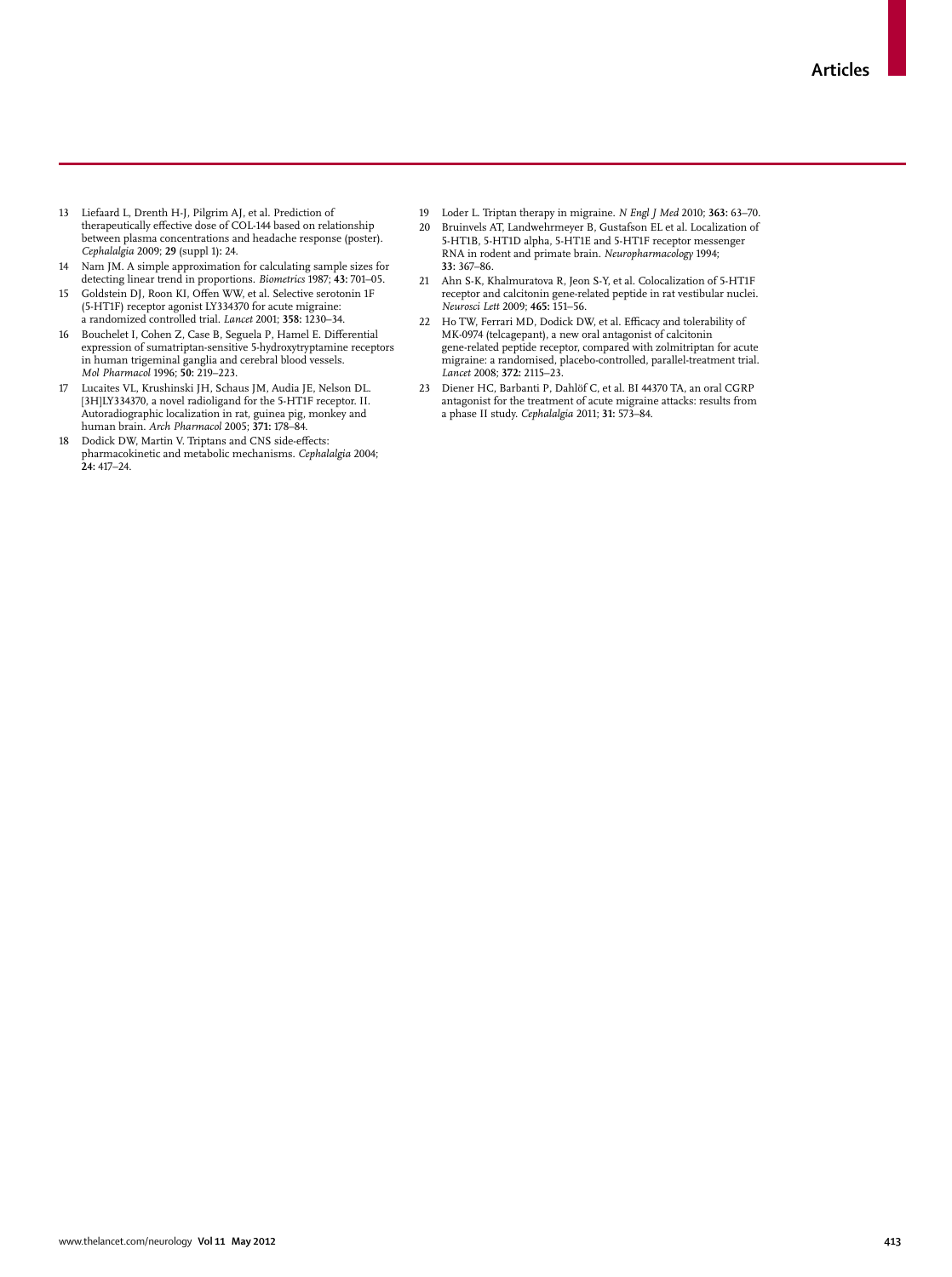13 Liefaard L, Drenth H-J, Pilgrim AJ, et al. Prediction of therapeutically effective dose of COL-144 based on relationship between plasma concentrations and headache response (poster). *Cephalalgia* 2009; **29** (suppl 1): 24.

14 Nam JM. A simple approximation for calculating sample sizes for detecting linear trend in proportions. *Biometrics* 1987; **43:** 701–05.

15 Goldstein DJ, Roon KI, Offen WW, et al. Selective serotonin 1F (5-HT1F) receptor agonist LY334370 for acute migraine: a randomized controlled trial. *Lancet* 2001; **358:** 1230–34.

16 Bouchelet I, Cohen Z, Case B, Seguela P, Hamel E. Differential expression of sumatriptan-sensitive 5-hydroxytryptamine receptors in human trigeminal ganglia and cerebral blood vessels. *Mol Pharmacol* 1996; **50:** 219–223.

17 Lucaites VL, Krushinski JH, Schaus JM, Audia JE, Nelson DL. [3H]LY334370, a novel radioligand for the 5-HT1F receptor. II. Autoradiographic localization in rat, guinea pig, monkey and human brain. *Arch Pharmacol* 2005; **371:** 178–84.

18 Dodick DW, Martin V. Triptans and CNS side-effects: pharmacokinetic and metabolic mechanisms. *Cephalalgia* 2004; **24:** 417–24.

19 Loder L. Triptan therapy in migraine. *N Engl J Med* 2010; **363:** 63–70.

20 Bruinvels AT, Landwehrmeyer B, Gustafson EL et al. Localization of 5-HT1B, 5-HT1D alpha, 5-HT1E and 5-HT1F receptor messenger RNA in rodent and primate brain. *Neuropharmacology* 1994; **33:** 367–86.

21 Ahn S-K, Khalmuratova R, Jeon S-Y, et al. Colocalization of 5-HT1F receptor and calcitonin gene-related peptide in rat vestibular nuclei. *Neurosci Lett* 2009; **465:** 151–56.

22 Ho TW, Ferrari MD, Dodick DW, et al. Efficacy and tolerability of MK-0974 (telcagepant), a new oral antagonist of calcitonin gene-related peptide receptor, compared with zolmitriptan for acute migraine: a randomised, placebo-controlled, parallel-treatment trial. *Lancet* 2008; **372:** 2115–23.

23 Diener HC, Barbanti P, Dahlöf C, et al. BI 44370 TA, an oral CGRP antagonist for the treatment of acute migraine attacks: results from a phase II study. *Cephalalgia* 2011; **31:** 573–84.